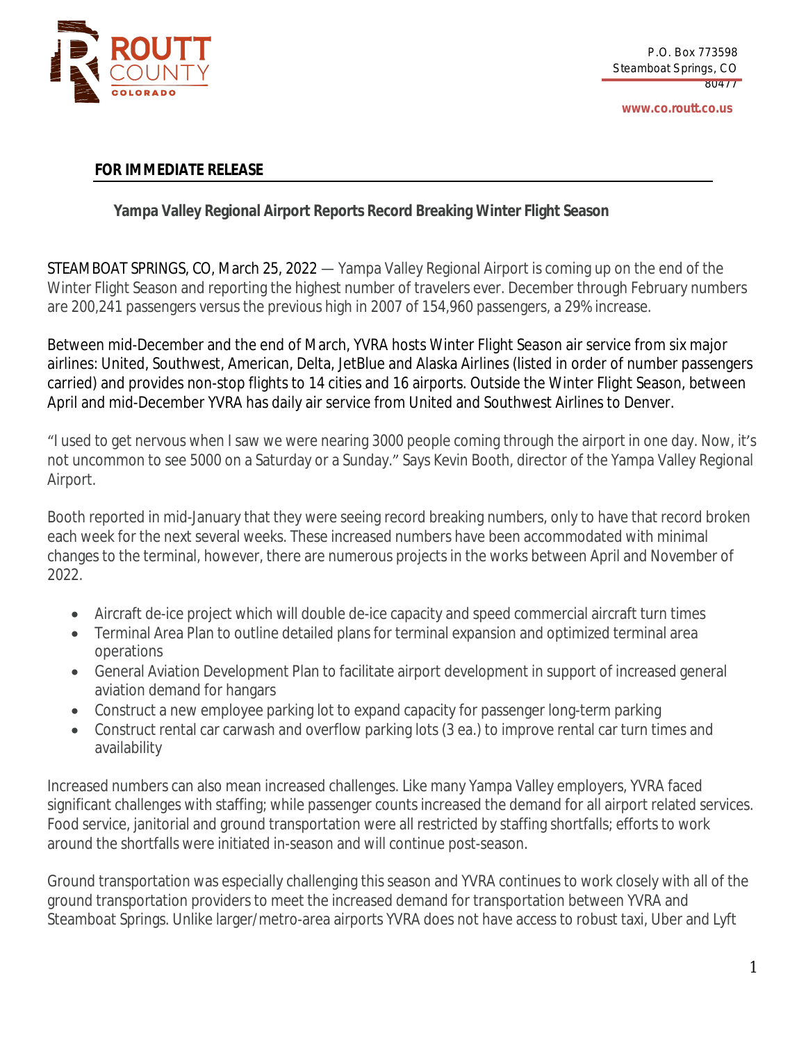ROUTT COUNTY COLORADO

P.O. Box 773598
Steamboat Springs, CO
80477

www.co.routt.co.us

**FOR IMMEDIATE RELEASE**

**Yampa Valley Regional Airport Reports Record Breaking Winter Flight Season**

STEAMBOAT SPRINGS, CO, March 25, 2022 — Yampa Valley Regional Airport is coming up on the end of the Winter Flight Season and reporting the highest number of travelers ever. December through February numbers are 200,241 passengers versus the previous high in 2007 of 154,960 passengers, a 29% increase.

Between mid-December and the end of March, YVRA hosts Winter Flight Season air service from six major airlines: United, Southwest, American, Delta, JetBlue and Alaska Airlines (listed in order of number passengers carried) and provides non-stop flights to 14 cities and 16 airports. Outside the Winter Flight Season, between April and mid-December YVRA has daily air service from United and Southwest Airlines to Denver.

"I used to get nervous when I saw we were nearing 3000 people coming through the airport in one day. Now, it's not uncommon to see 5000 on a Saturday or a Sunday." Says Kevin Booth, director of the Yampa Valley Regional Airport.

Booth reported in mid-January that they were seeing record breaking numbers, only to have that record broken each week for the next several weeks. These increased numbers have been accommodated with minimal changes to the terminal, however, there are numerous projects in the works between April and November of 2022.

- Aircraft de-ice project which will double de-ice capacity and speed commercial aircraft turn times
- Terminal Area Plan to outline detailed plans for terminal expansion and optimized terminal area operations
- General Aviation Development Plan to facilitate airport development in support of increased general aviation demand for hangars
- Construct a new employee parking lot to expand capacity for passenger long-term parking
- Construct rental car carwash and overflow parking lots (3 ea.) to improve rental car turn times and availability

Increased numbers can also mean increased challenges. Like many Yampa Valley employers, YVRA faced significant challenges with staffing; while passenger counts increased the demand for all airport related services. Food service, janitorial and ground transportation were all restricted by staffing shortfalls; efforts to work around the shortfalls were initiated in-season and will continue post-season.

Ground transportation was especially challenging this season and YVRA continues to work closely with all of the ground transportation providers to meet the increased demand for transportation between YVRA and Steamboat Springs. Unlike larger/metro-area airports YVRA does not have access to robust taxi, Uber and Lyft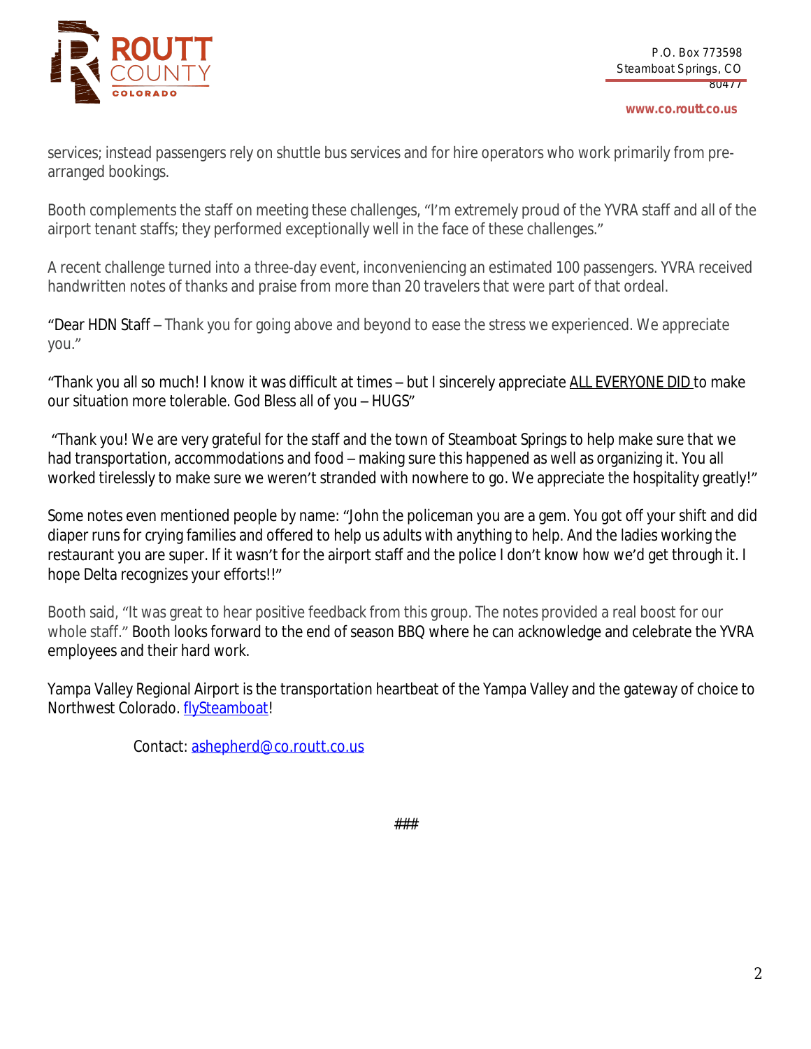services; instead passengers rely on shuttle bus services and for hire operators who work primarily from pre-arranged bookings.

Booth complements the staff on meeting these challenges, "I'm extremely proud of the YVRA staff and all of the airport tenant staffs; they performed exceptionally well in the face of these challenges."

A recent challenge turned into a three-day event, inconveniencing an estimated 100 passengers. YVRA received handwritten notes of thanks and praise from more than 20 travelers that were part of that ordeal.

"Dear HDN Staff – Thank you for going above and beyond to ease the stress we experienced. We appreciate you."

"Thank you all so much! I know it was difficult at times – but I sincerely appreciate ALL EVERYONE DID to make our situation more tolerable. God Bless all of you – HUGS"

"Thank you! We are very grateful for the staff and the town of Steamboat Springs to help make sure that we had transportation, accommodations and food – making sure this happened as well as organizing it. You all worked tirelessly to make sure we weren't stranded with nowhere to go. We appreciate the hospitality greatly!"

Some notes even mentioned people by name: "John the policeman you are a gem. You got off your shift and did diaper runs for crying families and offered to help us adults with anything to help. And the ladies working the restaurant you are super. If it wasn't for the airport staff and the police I don't know how we'd get through it. I hope Delta recognizes your efforts!!"

Booth said, "It was great to hear positive feedback from this group. The notes provided a real boost for our whole staff." Booth looks forward to the end of season BBQ where he can acknowledge and celebrate the YVRA employees and their hard work.

Yampa Valley Regional Airport is the transportation heartbeat of the Yampa Valley and the gateway of choice to Northwest Colorado. flySteamboat!

Contact: ashepherd@co.routt.co.us

###